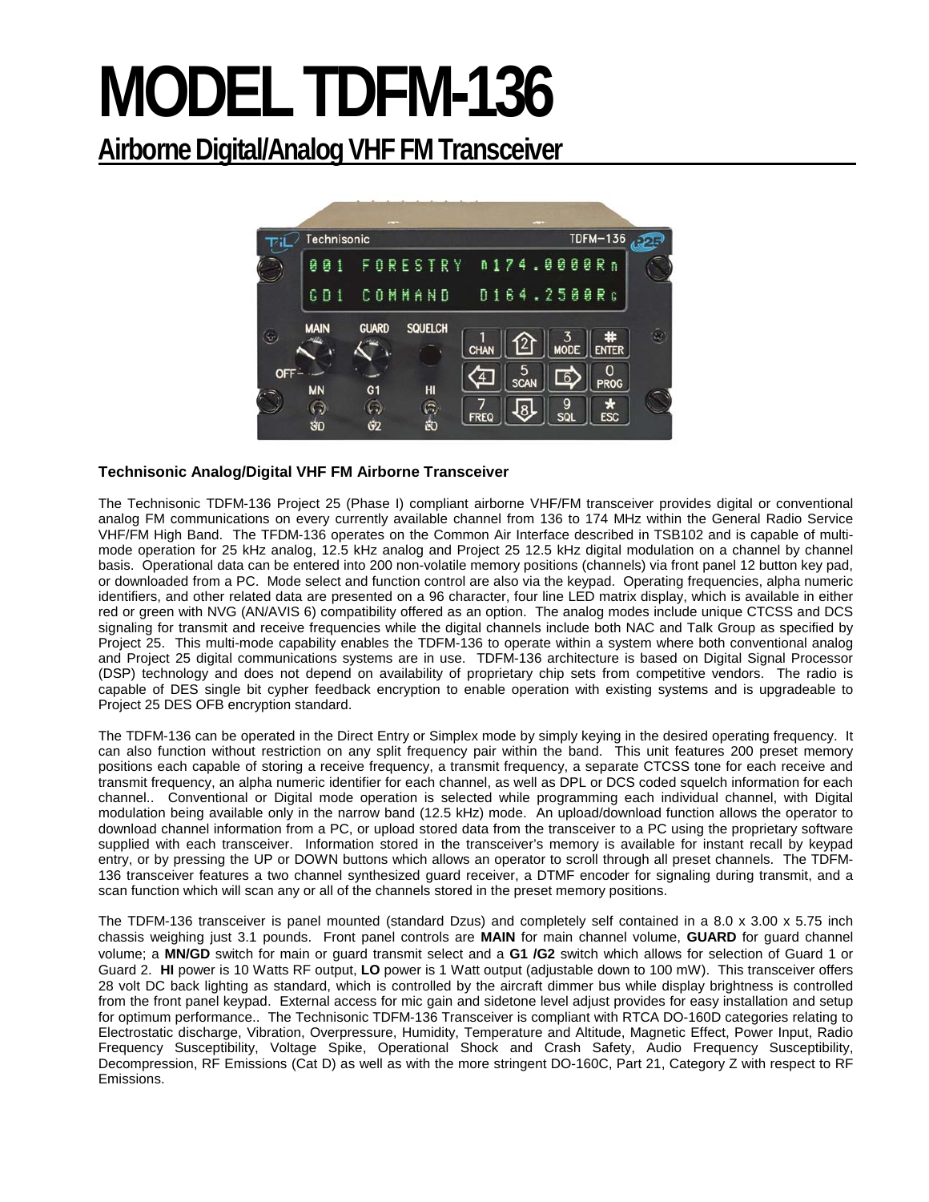# MODEL TDFM-136

## Airborne Digital/Analog VHF FM Transceiver

**Technisonic Analog/Digital VHF FM Airborne Transceiver**

The Technisonic TDFM-136 Project 25 (Phase I) compliant airborne VHF/FM transceiver provides digital or conventional analog FM communications on every currently available channel from 136 to 174 MHz within the General Radio Service VHF/FM High Band. The TFDM-136 operates on the Common Air Interface described in TSB102 and is capable of multi-mode operation for 25 kHz analog, 12.5 kHz analog and Project 25 12.5 kHz digital modulation on a channel by channel basis. Operational data can be entered into 200 non-volatile memory positions (channels) via front panel 12 button key pad, or downloaded from a PC. Mode select and function control are also via the keypad. Operating frequencies, alpha numeric identifiers, and other related data are presented on a 96 character, four line LED matrix display, which is available in either red or green with NVG (AN/AVIS 6) compatibility offered as an option. The analog modes include unique CTCSS and DCS signaling for transmit and receive frequencies while the digital channels include both NAC and Talk Group as specified by Project 25. This multi-mode capability enables the TDFM-136 to operate within a system where both conventional analog and Project 25 digital communications systems are in use. TDFM-136 architecture is based on Digital Signal Processor (DSP) technology and does not depend on availability of proprietary chip sets from competitive vendors. The radio is capable of DES single bit cypher feedback encryption to enable operation with existing systems and is upgradeable to Project 25 DES OFB encryption standard.

The TDFM-136 can be operated in the Direct Entry or Simplex mode by simply keying in the desired operating frequency. It can also function without restriction on any split frequency pair within the band. This unit features 200 preset memory positions each capable of storing a receive frequency, a transmit frequency, a separate CTCSS tone for each receive and transmit frequency, an alpha numeric identifier for each channel, as well as DPL or DCS coded squelch information for each channel.. Conventional or Digital mode operation is selected while programming each individual channel, with Digital modulation being available only in the narrow band (12.5 kHz) mode. An upload/download function allows the operator to download channel information from a PC, or upload stored data from the transceiver to a PC using the proprietary software supplied with each transceiver. Information stored in the transceiver's memory is available for instant recall by keypad entry, or by pressing the UP or DOWN buttons which allows an operator to scroll through all preset channels. The TDFM-136 transceiver features a two channel synthesized guard receiver, a DTMF encoder for signaling during transmit, and a scan function which will scan any or all of the channels stored in the preset memory positions.

The TDFM-136 transceiver is panel mounted (standard Dzus) and completely self contained in a 8.0 x 3.00 x 5.75 inch chassis weighing just 3.1 pounds. Front panel controls are **MAIN** for main channel volume, **GUARD** for guard channel volume; a **MN/GD** switch for main or guard transmit select and a **G1 /G2** switch which allows for selection of Guard 1 or Guard 2. **HI** power is 10 Watts RF output, **LO** power is 1 Watt output (adjustable down to 100 mW). This transceiver offers 28 volt DC back lighting as standard, which is controlled by the aircraft dimmer bus while display brightness is controlled from the front panel keypad. External access for mic gain and sidetone level adjust provides for easy installation and setup for optimum performance.. The Technisonic TDFM-136 Transceiver is compliant with RTCA DO-160D categories relating to Electrostatic discharge, Vibration, Overpressure, Humidity, Temperature and Altitude, Magnetic Effect, Power Input, Radio Frequency Susceptibility, Voltage Spike, Operational Shock and Crash Safety, Audio Frequency Susceptibility, Decompression, RF Emissions (Cat D) as well as with the more stringent DO-160C, Part 21, Category Z with respect to RF Emissions.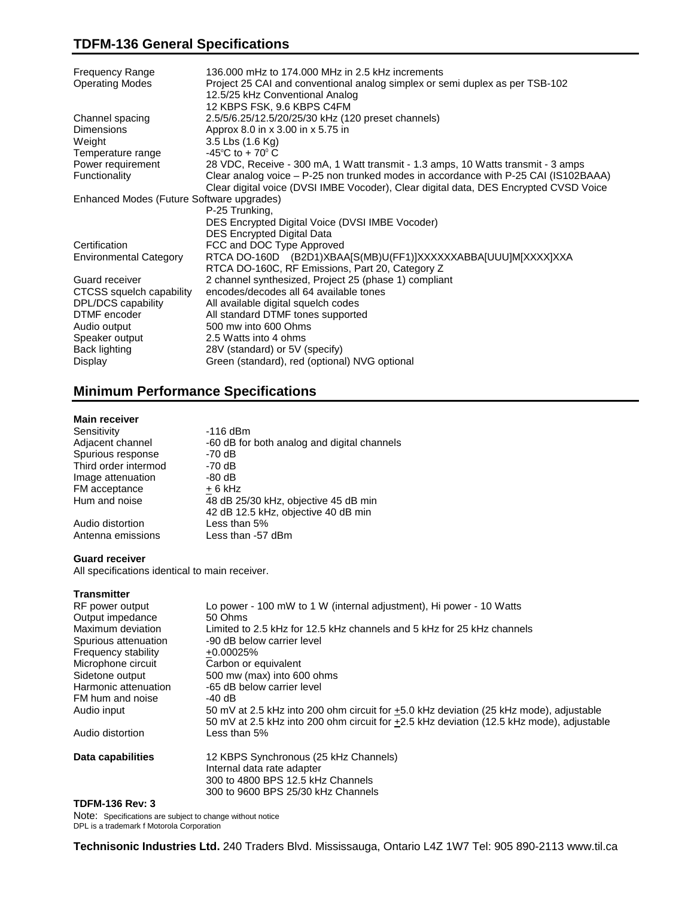## TDFM-136 General Specifications

| | |
|---|---|
| Frequency Range | 136.000 mHz to 174.000 MHz in 2.5 kHz increments |
| Operating Modes | Project 25 CAI and conventional analog simplex or semi duplex as per TSB-102<br>12.5/25 kHz Conventional Analog<br>12 KBPS FSK, 9.6 KBPS C4FM |
| Channel spacing | 2.5/5/6.25/12.5/20/25/30 kHz (120 preset channels) |
| Dimensions | Approx 8.0 in x 3.00 in x 5.75 in |
| Weight | 3.5 Lbs (1.6 Kg) |
| Temperature range | -45°C to + 70° C |
| Power requirement | 28 VDC, Receive - 300 mA, 1 Watt transmit - 1.3 amps, 10 Watts transmit - 3 amps |
| Functionality | Clear analog voice – P-25 non trunked modes in accordance with P-25 CAI (IS102BAAA)<br>Clear digital voice (DVSI IMBE Vocoder), Clear digital data, DES Encrypted CVSD Voice |
| Enhanced Modes (Future Software upgrades) | |
| | P-25 Trunking,<br>DES Encrypted Digital Voice (DVSI IMBE Vocoder)<br>DES Encrypted Digital Data |
| Certification | FCC and DOC Type Approved |
| Environmental Category | RTCA DO-160D (B2D1)XBAA[S(MB)U(FF1)]XXXXXXABBA[UUU]M[XXXX]XXA<br>RTCA DO-160C, RF Emissions, Part 20, Category Z |
| Guard receiver | 2 channel synthesized, Project 25 (phase 1) compliant |
| CTCSS squelch capability | encodes/decodes all 64 available tones |
| DPL/DCS capability | All available digital squelch codes |
| DTMF encoder | All standard DTMF tones supported |
| Audio output | 500 mw into 600 Ohms |
| Speaker output | 2.5 Watts into 4 ohms |
| Back lighting | 28V (standard) or 5V (specify) |
| Display | Green (standard), red (optional) NVG optional |

## Minimum Performance Specifications

**Main receiver**

| | |
|---|---|
| Sensitivity | -116 dBm |
| Adjacent channel | -60 dB for both analog and digital channels |
| Spurious response | -70 dB |
| Third order intermod | -70 dB |
| Image attenuation | -80 dB |
| FM acceptance | ± 6 kHz |
| Hum and noise | 48 dB 25/30 kHz, objective 45 dB min<br>42 dB 12.5 kHz, objective 40 dB min |
| Audio distortion | Less than 5% |
| Antenna emissions | Less than -57 dBm |

**Guard receiver**

All specifications identical to main receiver.

**Transmitter**

| | |
|---|---|
| RF power output | Lo power - 100 mW to 1 W (internal adjustment), Hi power - 10 Watts |
| Output impedance | 50 Ohms |
| Maximum deviation | Limited to 2.5 kHz for 12.5 kHz channels and 5 kHz for 25 kHz channels |
| Spurious attenuation | -90 dB below carrier level |
| Frequency stability | ±0.00025% |
| Microphone circuit | Carbon or equivalent |
| Sidetone output | 500 mw (max) into 600 ohms |
| Harmonic attenuation | -65 dB below carrier level |
| FM hum and noise | -40 dB |
| Audio input | 50 mV at 2.5 kHz into 200 ohm circuit for ±5.0 kHz deviation (25 kHz mode), adjustable<br>50 mV at 2.5 kHz into 200 ohm circuit for ±2.5 kHz deviation (12.5 kHz mode), adjustable |
| Audio distortion | Less than 5% |
| **Data capabilities** | 12 KBPS Synchronous (25 kHz Channels)<br>Internal data rate adapter<br>300 to 4800 BPS 12.5 kHz Channels<br>300 to 9600 BPS 25/30 kHz Channels |

**TDFM-136 Rev: 3**

Note: Specifications are subject to change without notice
DPL is a trademark f Motorola Corporation

**Technisonic Industries Ltd.** 240 Traders Blvd. Mississauga, Ontario L4Z 1W7 Tel: 905 890-2113 www.til.ca